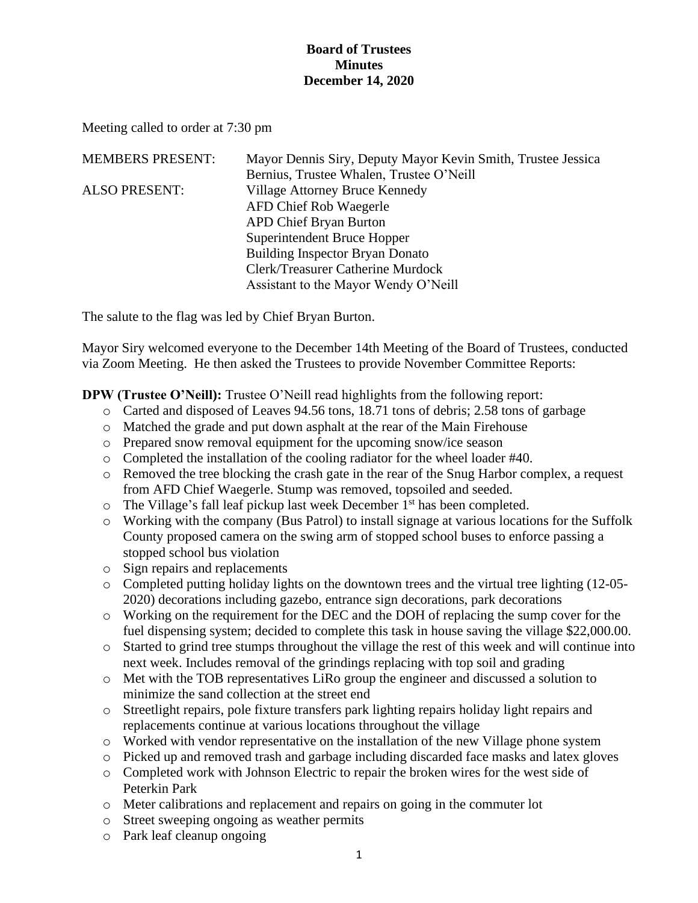**Board of Trustees**
**Minutes**
**December 14, 2020**

Meeting called to order at 7:30 pm

| | |
|---|---|
| MEMBERS PRESENT: | Mayor Dennis Siry, Deputy Mayor Kevin Smith, Trustee Jessica Bernius, Trustee Whalen, Trustee O'Neill |
| ALSO PRESENT: | Village Attorney Bruce Kennedy<br>AFD Chief Rob Waegerle<br>APD Chief Bryan Burton<br>Superintendent Bruce Hopper<br>Building Inspector Bryan Donato<br>Clerk/Treasurer Catherine Murdock<br>Assistant to the Mayor Wendy O'Neill |

The salute to the flag was led by Chief Bryan Burton.

Mayor Siry welcomed everyone to the December 14th Meeting of the Board of Trustees, conducted via Zoom Meeting. He then asked the Trustees to provide November Committee Reports:

**DPW (Trustee O'Neill):** Trustee O'Neill read highlights from the following report:

- Carted and disposed of Leaves 94.56 tons, 18.71 tons of debris; 2.58 tons of garbage
- Matched the grade and put down asphalt at the rear of the Main Firehouse
- Prepared snow removal equipment for the upcoming snow/ice season
- Completed the installation of the cooling radiator for the wheel loader #40.
- Removed the tree blocking the crash gate in the rear of the Snug Harbor complex, a request from AFD Chief Waegerle. Stump was removed, topsoiled and seeded.
- The Village's fall leaf pickup last week December 1st has been completed.
- Working with the company (Bus Patrol) to install signage at various locations for the Suffolk County proposed camera on the swing arm of stopped school buses to enforce passing a stopped school bus violation
- Sign repairs and replacements
- Completed putting holiday lights on the downtown trees and the virtual tree lighting (12-05-2020) decorations including gazebo, entrance sign decorations, park decorations
- Working on the requirement for the DEC and the DOH of replacing the sump cover for the fuel dispensing system; decided to complete this task in house saving the village $22,000.00.
- Started to grind tree stumps throughout the village the rest of this week and will continue into next week. Includes removal of the grindings replacing with top soil and grading
- Met with the TOB representatives LiRo group the engineer and discussed a solution to minimize the sand collection at the street end
- Streetlight repairs, pole fixture transfers park lighting repairs holiday light repairs and replacements continue at various locations throughout the village
- Worked with vendor representative on the installation of the new Village phone system
- Picked up and removed trash and garbage including discarded face masks and latex gloves
- Completed work with Johnson Electric to repair the broken wires for the west side of Peterkin Park
- Meter calibrations and replacement and repairs on going in the commuter lot
- Street sweeping ongoing as weather permits
- Park leaf cleanup ongoing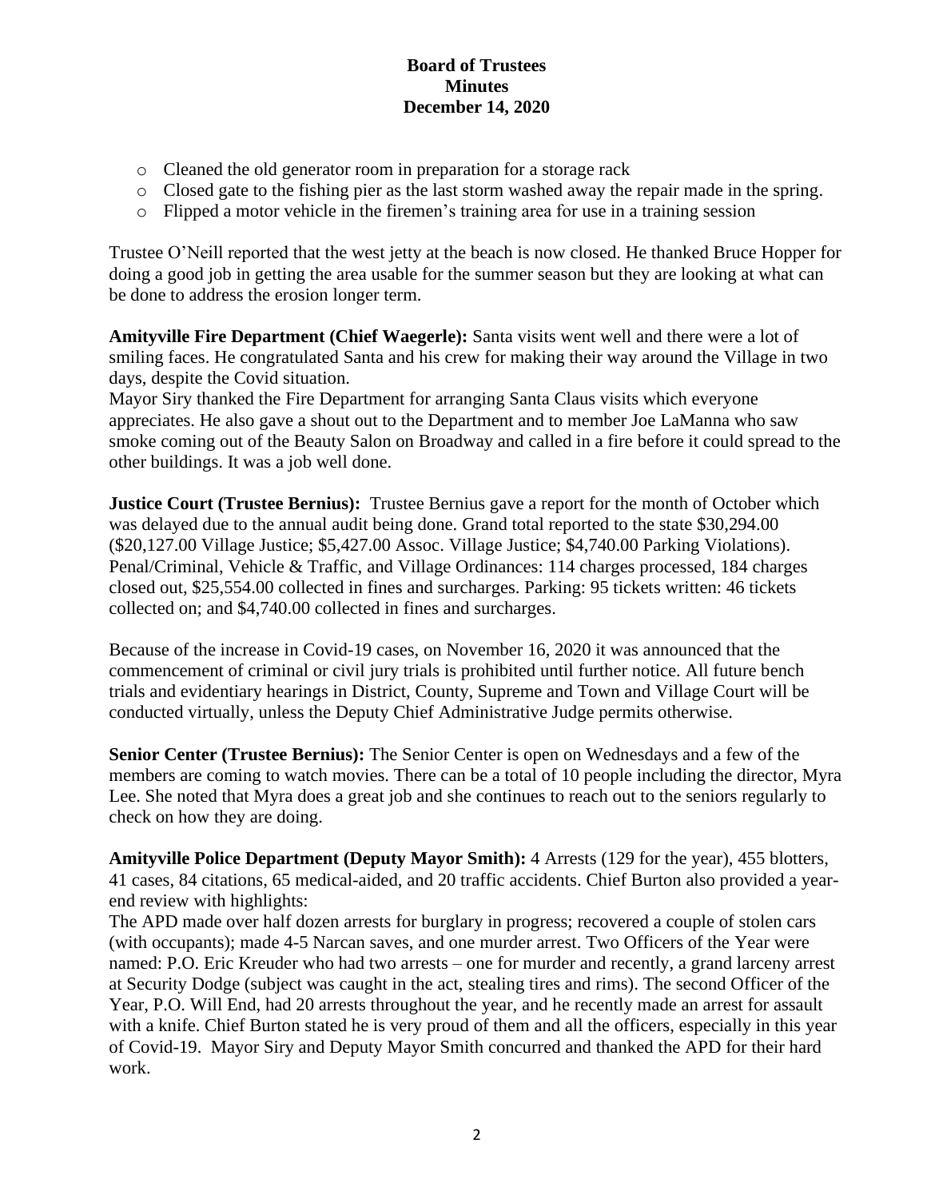- Cleaned the old generator room in preparation for a storage rack
- Closed gate to the fishing pier as the last storm washed away the repair made in the spring.
- Flipped a motor vehicle in the firemen's training area for use in a training session

Trustee O'Neill reported that the west jetty at the beach is now closed. He thanked Bruce Hopper for doing a good job in getting the area usable for the summer season but they are looking at what can be done to address the erosion longer term.

**Amityville Fire Department (Chief Waegerle):** Santa visits went well and there were a lot of smiling faces. He congratulated Santa and his crew for making their way around the Village in two days, despite the Covid situation.
Mayor Siry thanked the Fire Department for arranging Santa Claus visits which everyone appreciates. He also gave a shout out to the Department and to member Joe LaManna who saw smoke coming out of the Beauty Salon on Broadway and called in a fire before it could spread to the other buildings. It was a job well done.

**Justice Court (Trustee Bernius):** Trustee Bernius gave a report for the month of October which was delayed due to the annual audit being done. Grand total reported to the state $30,294.00 ($20,127.00 Village Justice; $5,427.00 Assoc. Village Justice; $4,740.00 Parking Violations). Penal/Criminal, Vehicle & Traffic, and Village Ordinances: 114 charges processed, 184 charges closed out, $25,554.00 collected in fines and surcharges. Parking: 95 tickets written: 46 tickets collected on; and $4,740.00 collected in fines and surcharges.

Because of the increase in Covid-19 cases, on November 16, 2020 it was announced that the commencement of criminal or civil jury trials is prohibited until further notice. All future bench trials and evidentiary hearings in District, County, Supreme and Town and Village Court will be conducted virtually, unless the Deputy Chief Administrative Judge permits otherwise.

**Senior Center (Trustee Bernius):** The Senior Center is open on Wednesdays and a few of the members are coming to watch movies. There can be a total of 10 people including the director, Myra Lee. She noted that Myra does a great job and she continues to reach out to the seniors regularly to check on how they are doing.

**Amityville Police Department (Deputy Mayor Smith):** 4 Arrests (129 for the year), 455 blotters, 41 cases, 84 citations, 65 medical-aided, and 20 traffic accidents. Chief Burton also provided a year-end review with highlights:
The APD made over half dozen arrests for burglary in progress; recovered a couple of stolen cars (with occupants); made 4-5 Narcan saves, and one murder arrest. Two Officers of the Year were named: P.O. Eric Kreuder who had two arrests – one for murder and recently, a grand larceny arrest at Security Dodge (subject was caught in the act, stealing tires and rims). The second Officer of the Year, P.O. Will End, had 20 arrests throughout the year, and he recently made an arrest for assault with a knife. Chief Burton stated he is very proud of them and all the officers, especially in this year of Covid-19. Mayor Siry and Deputy Mayor Smith concurred and thanked the APD for their hard work.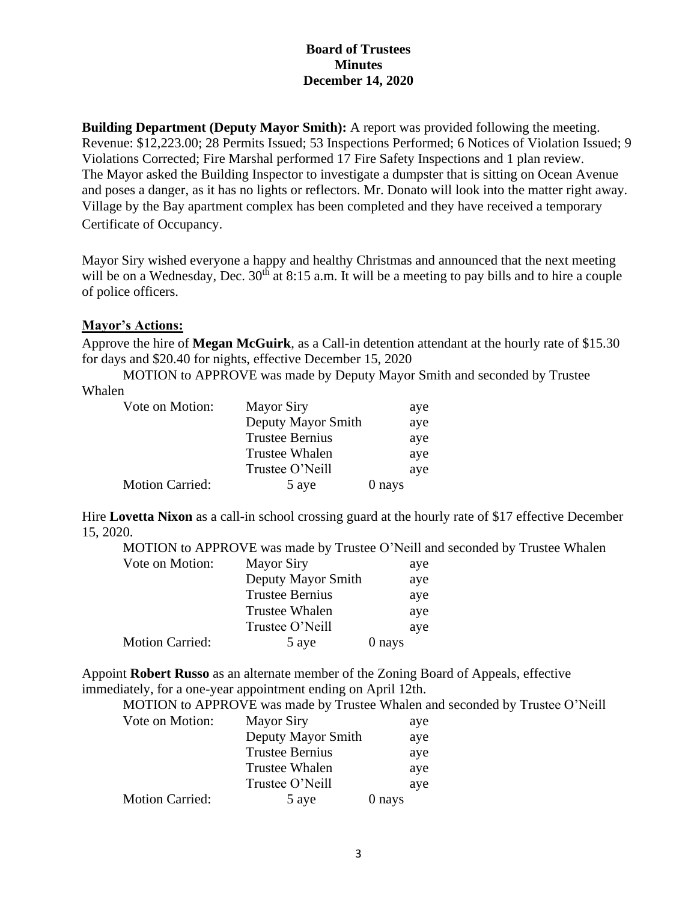# Board of Trustees
# Minutes
# December 14, 2020

**Building Department (Deputy Mayor Smith):** A report was provided following the meeting. Revenue: $12,223.00; 28 Permits Issued; 53 Inspections Performed; 6 Notices of Violation Issued; 9 Violations Corrected; Fire Marshal performed 17 Fire Safety Inspections and 1 plan review. The Mayor asked the Building Inspector to investigate a dumpster that is sitting on Ocean Avenue and poses a danger, as it has no lights or reflectors. Mr. Donato will look into the matter right away. Village by the Bay apartment complex has been completed and they have received a temporary Certificate of Occupancy.

Mayor Siry wished everyone a happy and healthy Christmas and announced that the next meeting will be on a Wednesday, Dec. 30th at 8:15 a.m. It will be a meeting to pay bills and to hire a couple of police officers.

**Mayor's Actions:**

Approve the hire of **Megan McGuirk**, as a Call-in detention attendant at the hourly rate of $15.30 for days and $20.40 for nights, effective December 15, 2020

MOTION to APPROVE was made by Deputy Mayor Smith and seconded by Trustee Whalen

| Vote on Motion: | Mayor Siry | aye |
|---|---|---|
| | Deputy Mayor Smith | aye |
| | Trustee Bernius | aye |
| | Trustee Whalen | aye |
| | Trustee O'Neill | aye |
| Motion Carried: | 5 aye | 0 nays |

Hire **Lovetta Nixon** as a call-in school crossing guard at the hourly rate of $17 effective December 15, 2020.

MOTION to APPROVE was made by Trustee O'Neill and seconded by Trustee Whalen

| Vote on Motion: | Mayor Siry | aye |
|---|---|---|
| | Deputy Mayor Smith | aye |
| | Trustee Bernius | aye |
| | Trustee Whalen | aye |
| | Trustee O'Neill | aye |
| Motion Carried: | 5 aye | 0 nays |

Appoint **Robert Russo** as an alternate member of the Zoning Board of Appeals, effective immediately, for a one-year appointment ending on April 12th.

MOTION to APPROVE was made by Trustee Whalen and seconded by Trustee O'Neill

| Vote on Motion: | Mayor Siry | aye |
|---|---|---|
| | Deputy Mayor Smith | aye |
| | Trustee Bernius | aye |
| | Trustee Whalen | aye |
| | Trustee O'Neill | aye |
| Motion Carried: | 5 aye | 0 nays |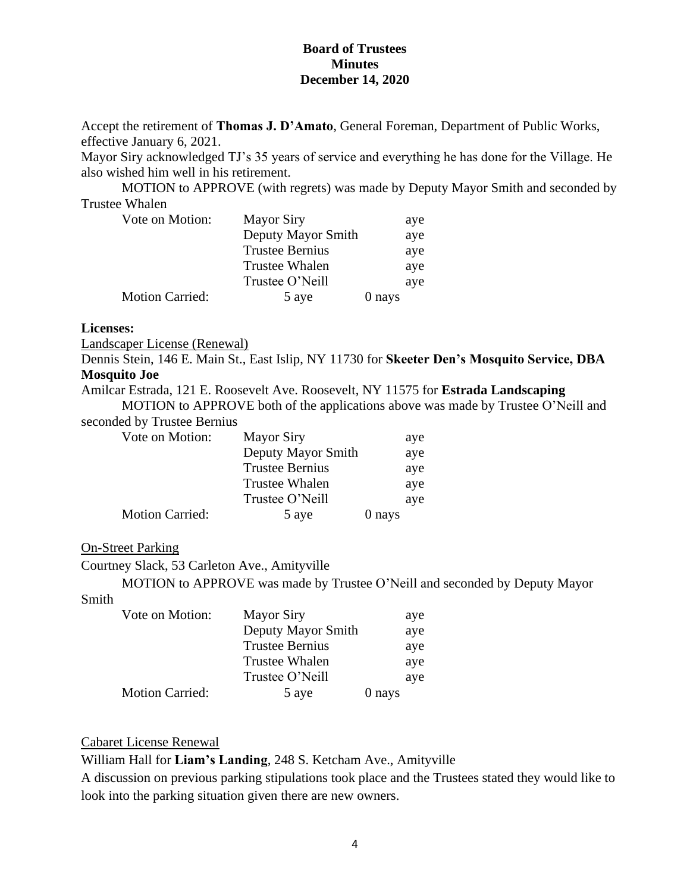**Board of Trustees**
**Minutes**
**December 14, 2020**

Accept the retirement of **Thomas J. D'Amato**, General Foreman, Department of Public Works, effective January 6, 2021.

Mayor Siry acknowledged TJ's 35 years of service and everything he has done for the Village. He also wished him well in his retirement.

MOTION to APPROVE (with regrets) was made by Deputy Mayor Smith and seconded by Trustee Whalen

| Vote on Motion: | Mayor Siry | aye |
|---|---|---|
| | Deputy Mayor Smith | aye |
| | Trustee Bernius | aye |
| | Trustee Whalen | aye |
| | Trustee O'Neill | aye |
| Motion Carried: | 5 aye | 0 nays |

**Licenses:**

Landscaper License (Renewal)

Dennis Stein, 146 E. Main St., East Islip, NY 11730 for **Skeeter Den's Mosquito Service, DBA Mosquito Joe**

Amilcar Estrada, 121 E. Roosevelt Ave. Roosevelt, NY 11575 for **Estrada Landscaping**

MOTION to APPROVE both of the applications above was made by Trustee O'Neill and seconded by Trustee Bernius

| Vote on Motion: | Mayor Siry | aye |
|---|---|---|
| | Deputy Mayor Smith | aye |
| | Trustee Bernius | aye |
| | Trustee Whalen | aye |
| | Trustee O'Neill | aye |
| Motion Carried: | 5 aye | 0 nays |

On-Street Parking

Courtney Slack, 53 Carleton Ave., Amityville

MOTION to APPROVE was made by Trustee O'Neill and seconded by Deputy Mayor Smith

| Vote on Motion: | Mayor Siry | aye |
|---|---|---|
| | Deputy Mayor Smith | aye |
| | Trustee Bernius | aye |
| | Trustee Whalen | aye |
| | Trustee O'Neill | aye |
| Motion Carried: | 5 aye | 0 nays |

Cabaret License Renewal

William Hall for **Liam's Landing**, 248 S. Ketcham Ave., Amityville

A discussion on previous parking stipulations took place and the Trustees stated they would like to look into the parking situation given there are new owners.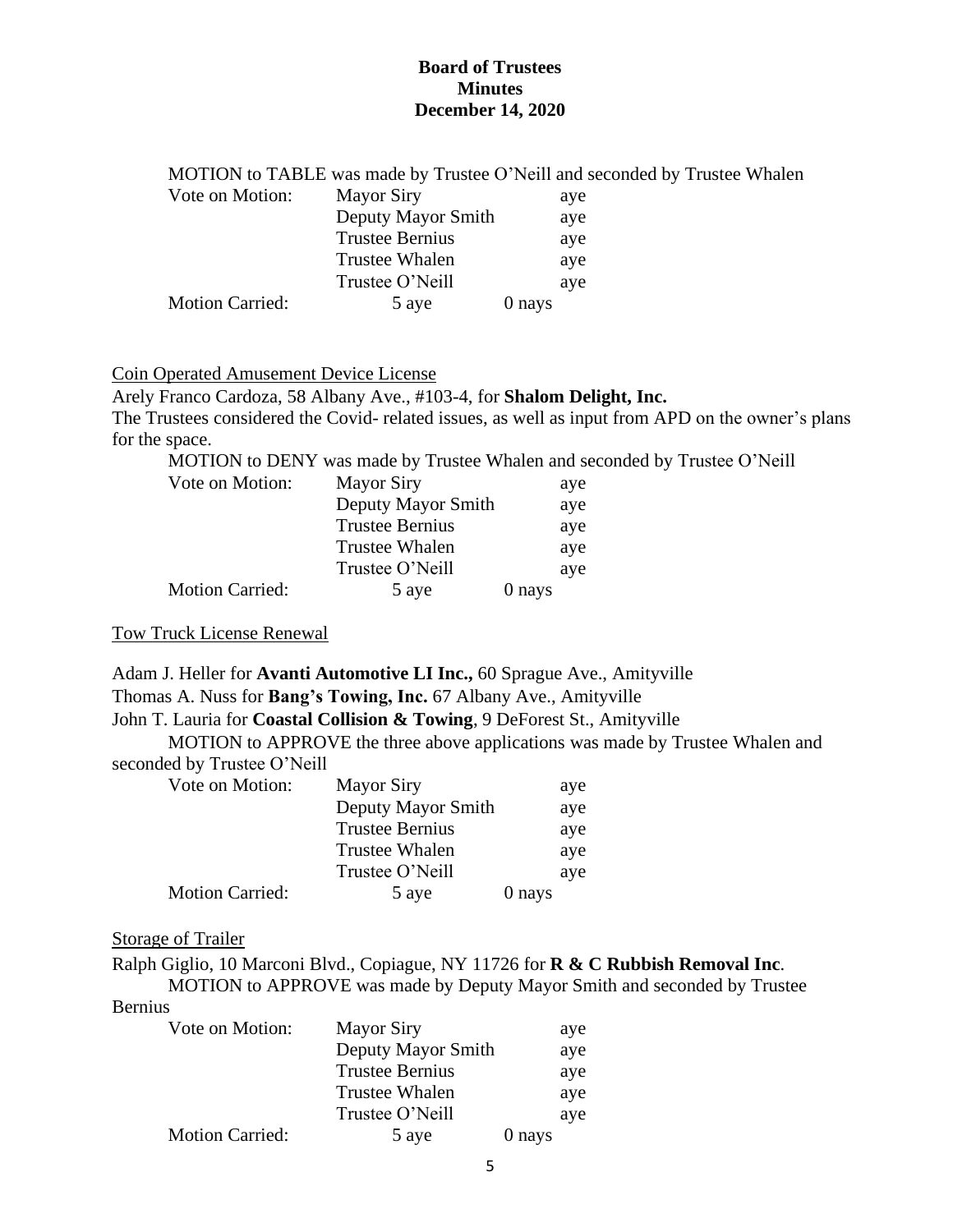**Board of Trustees**
**Minutes**
**December 14, 2020**

MOTION to TABLE was made by Trustee O'Neill and seconded by Trustee Whalen

| Vote on Motion: | Mayor Siry | aye |
|---|---|---|
| | Deputy Mayor Smith | aye |
| | Trustee Bernius | aye |
| | Trustee Whalen | aye |
| | Trustee O'Neill | aye |
| Motion Carried: | 5 aye | 0 nays |

Coin Operated Amusement Device License

Arely Franco Cardoza, 58 Albany Ave., #103-4, for **Shalom Delight, Inc.**
The Trustees considered the Covid- related issues, as well as input from APD on the owner's plans for the space.

MOTION to DENY was made by Trustee Whalen and seconded by Trustee O'Neill

| Vote on Motion: | Mayor Siry | aye |
|---|---|---|
| | Deputy Mayor Smith | aye |
| | Trustee Bernius | aye |
| | Trustee Whalen | aye |
| | Trustee O'Neill | aye |
| Motion Carried: | 5 aye | 0 nays |

Tow Truck License Renewal

Adam J. Heller for **Avanti Automotive LI Inc.,** 60 Sprague Ave., Amityville
Thomas A. Nuss for **Bang's Towing, Inc.** 67 Albany Ave., Amityville
John T. Lauria for **Coastal Collision & Towing**, 9 DeForest St., Amityville

MOTION to APPROVE the three above applications was made by Trustee Whalen and seconded by Trustee O'Neill

| Vote on Motion: | Mayor Siry | aye |
|---|---|---|
| | Deputy Mayor Smith | aye |
| | Trustee Bernius | aye |
| | Trustee Whalen | aye |
| | Trustee O'Neill | aye |
| Motion Carried: | 5 aye | 0 nays |

Storage of Trailer

Ralph Giglio, 10 Marconi Blvd., Copiague, NY 11726 for **R & C Rubbish Removal Inc**.

MOTION to APPROVE was made by Deputy Mayor Smith and seconded by Trustee Bernius

| Vote on Motion: | Mayor Siry | aye |
|---|---|---|
| | Deputy Mayor Smith | aye |
| | Trustee Bernius | aye |
| | Trustee Whalen | aye |
| | Trustee O'Neill | aye |
| Motion Carried: | 5 aye | 0 nays |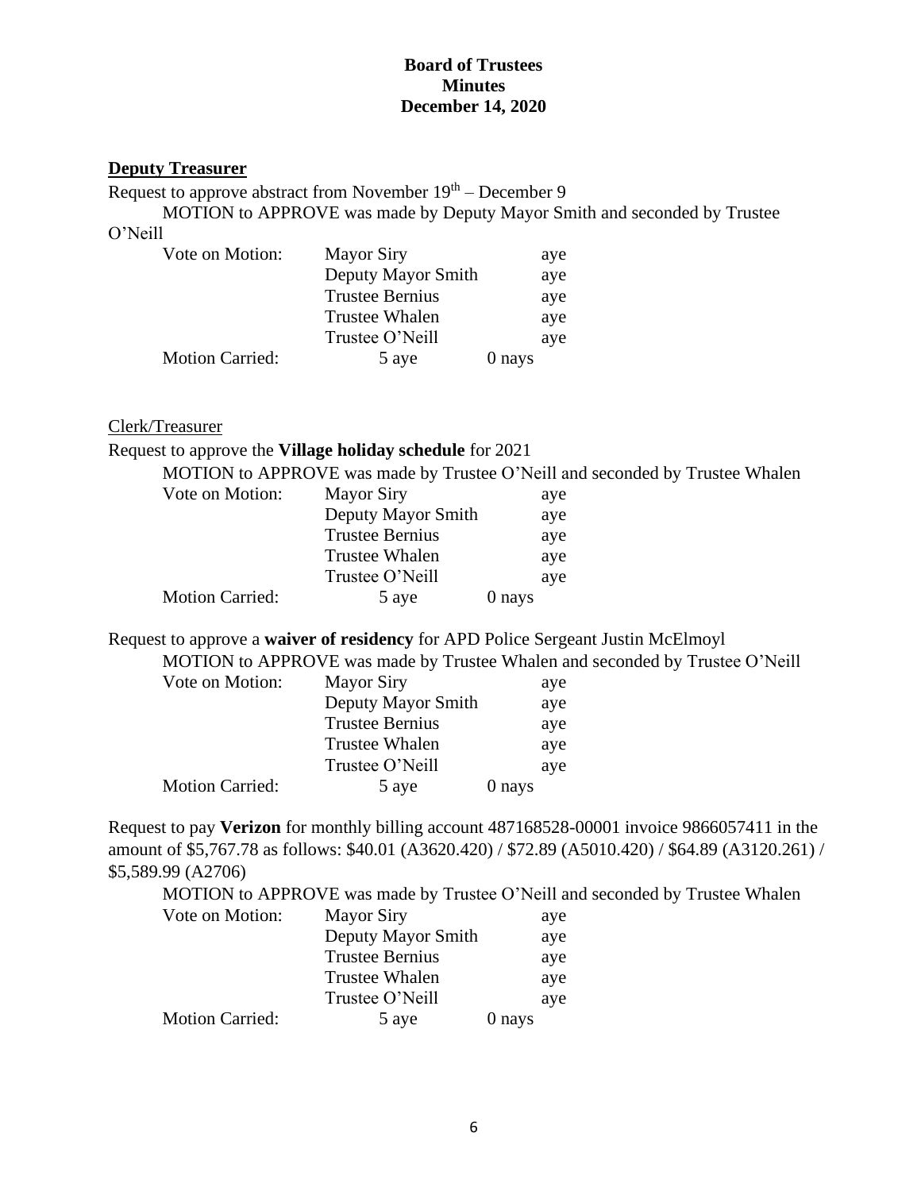**Board of Trustees**
**Minutes**
**December 14, 2020**

## Deputy Treasurer

Request to approve abstract from November 19th – December 9

MOTION to APPROVE was made by Deputy Mayor Smith and seconded by Trustee O'Neill

| Vote on Motion: | Mayor Siry | aye |
|---|---|---|
| | Deputy Mayor Smith | aye |
| | Trustee Bernius | aye |
| | Trustee Whalen | aye |
| | Trustee O'Neill | aye |
| Motion Carried: | 5 aye | 0 nays |

## Clerk/Treasurer

Request to approve the **Village holiday schedule** for 2021

MOTION to APPROVE was made by Trustee O'Neill and seconded by Trustee Whalen

| Vote on Motion: | Mayor Siry | aye |
|---|---|---|
| | Deputy Mayor Smith | aye |
| | Trustee Bernius | aye |
| | Trustee Whalen | aye |
| | Trustee O'Neill | aye |
| Motion Carried: | 5 aye | 0 nays |

Request to approve a **waiver of residency** for APD Police Sergeant Justin McElmoyl

MOTION to APPROVE was made by Trustee Whalen and seconded by Trustee O'Neill

| Vote on Motion: | Mayor Siry | aye |
|---|---|---|
| | Deputy Mayor Smith | aye |
| | Trustee Bernius | aye |
| | Trustee Whalen | aye |
| | Trustee O'Neill | aye |
| Motion Carried: | 5 aye | 0 nays |

Request to pay **Verizon** for monthly billing account 487168528-00001 invoice 9866057411 in the amount of $5,767.78 as follows: $40.01 (A3620.420) / $72.89 (A5010.420) / $64.89 (A3120.261) / $5,589.99 (A2706)

MOTION to APPROVE was made by Trustee O'Neill and seconded by Trustee Whalen

| Vote on Motion: | Mayor Siry | aye |
|---|---|---|
| | Deputy Mayor Smith | aye |
| | Trustee Bernius | aye |
| | Trustee Whalen | aye |
| | Trustee O'Neill | aye |
| Motion Carried: | 5 aye | 0 nays |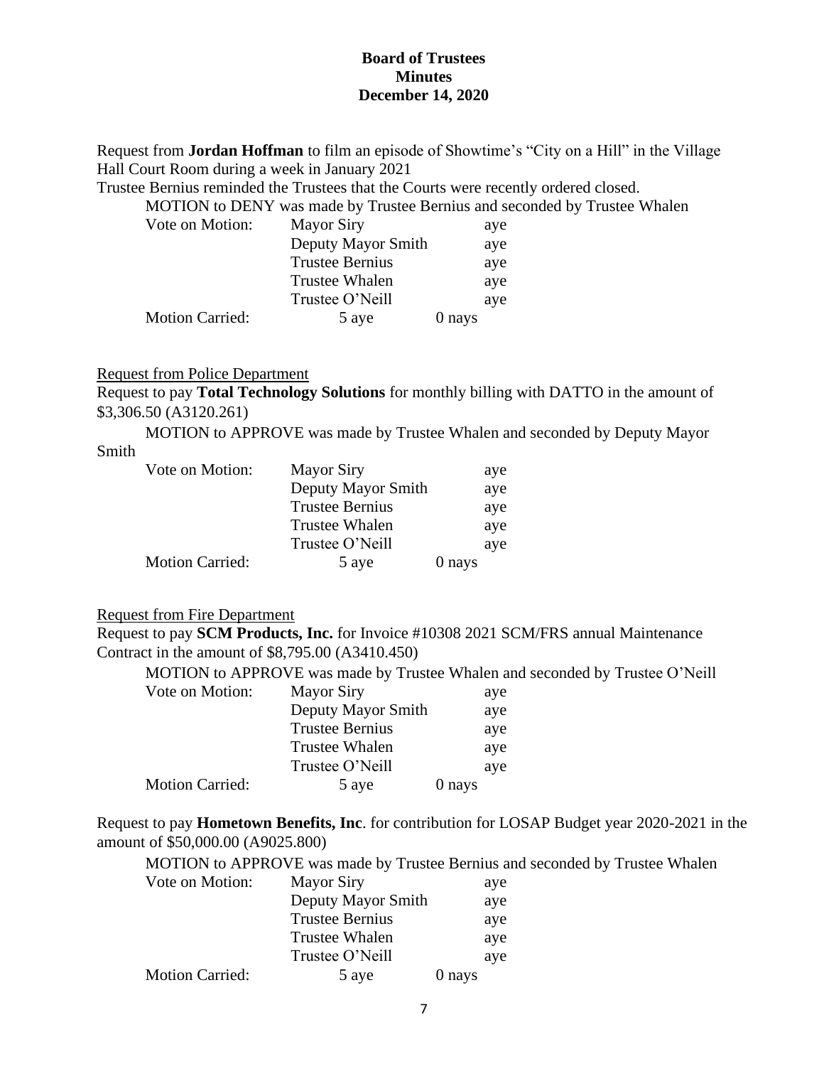**Board of Trustees**
**Minutes**
**December 14, 2020**

Request from **Jordan Hoffman** to film an episode of Showtime's "City on a Hill" in the Village Hall Court Room during a week in January 2021

Trustee Bernius reminded the Trustees that the Courts were recently ordered closed.

MOTION to DENY was made by Trustee Bernius and seconded by Trustee Whalen

| | | |
|---|---|---|
| Vote on Motion: | Mayor Siry | aye |
| | Deputy Mayor Smith | aye |
| | Trustee Bernius | aye |
| | Trustee Whalen | aye |
| | Trustee O'Neill | aye |
| Motion Carried: | 5 aye | 0 nays |

Request from Police Department

Request to pay **Total Technology Solutions** for monthly billing with DATTO in the amount of $3,306.50 (A3120.261)

MOTION to APPROVE was made by Trustee Whalen and seconded by Deputy Mayor Smith

| | | |
|---|---|---|
| Vote on Motion: | Mayor Siry | aye |
| | Deputy Mayor Smith | aye |
| | Trustee Bernius | aye |
| | Trustee Whalen | aye |
| | Trustee O'Neill | aye |
| Motion Carried: | 5 aye | 0 nays |

Request from Fire Department

Request to pay **SCM Products, Inc.** for Invoice #10308 2021 SCM/FRS annual Maintenance Contract in the amount of $8,795.00 (A3410.450)

MOTION to APPROVE was made by Trustee Whalen and seconded by Trustee O'Neill

| | | |
|---|---|---|
| Vote on Motion: | Mayor Siry | aye |
| | Deputy Mayor Smith | aye |
| | Trustee Bernius | aye |
| | Trustee Whalen | aye |
| | Trustee O'Neill | aye |
| Motion Carried: | 5 aye | 0 nays |

Request to pay **Hometown Benefits, Inc**. for contribution for LOSAP Budget year 2020-2021 in the amount of $50,000.00 (A9025.800)

MOTION to APPROVE was made by Trustee Bernius and seconded by Trustee Whalen

| | | |
|---|---|---|
| Vote on Motion: | Mayor Siry | aye |
| | Deputy Mayor Smith | aye |
| | Trustee Bernius | aye |
| | Trustee Whalen | aye |
| | Trustee O'Neill | aye |
| Motion Carried: | 5 aye | 0 nays |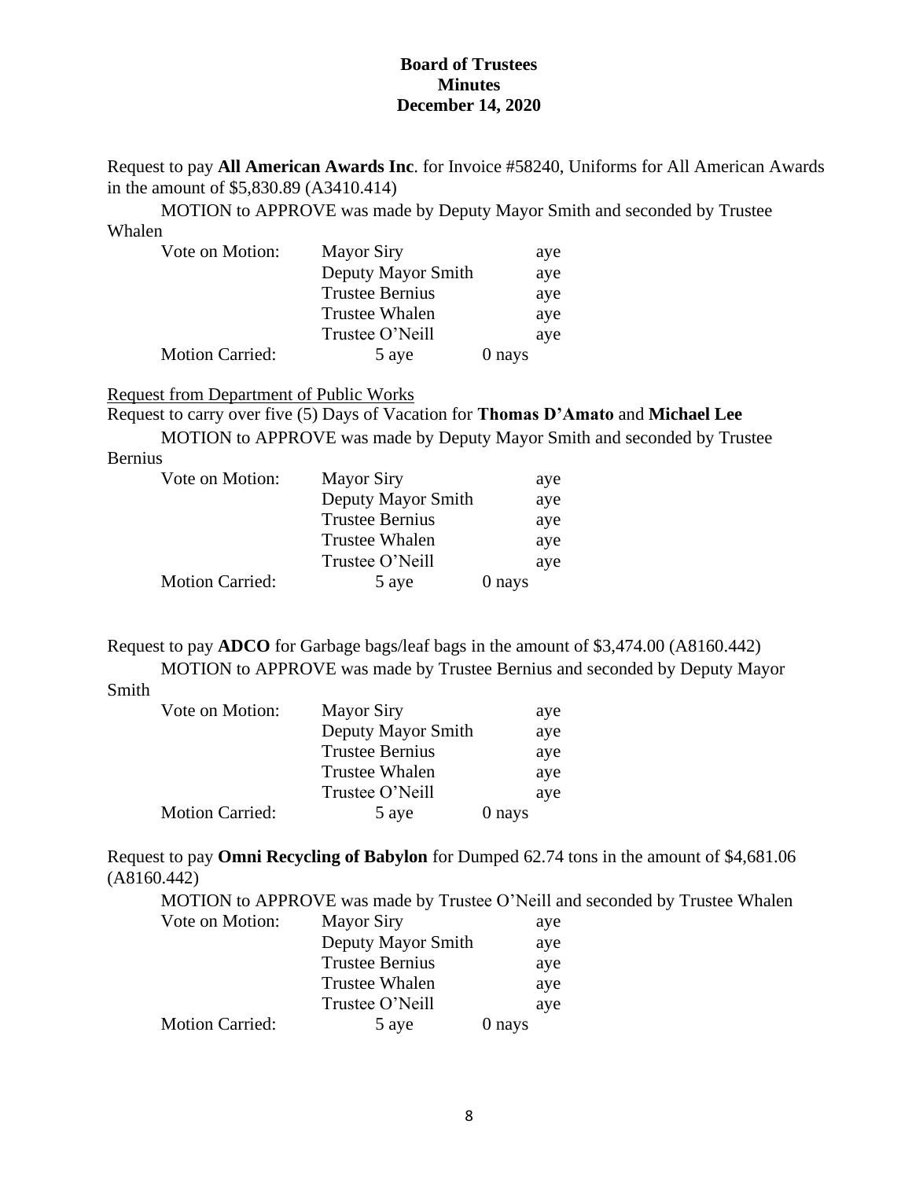**Board of Trustees**
**Minutes**
**December 14, 2020**

Request to pay **All American Awards Inc**. for Invoice #58240, Uniforms for All American Awards in the amount of $5,830.89 (A3410.414)

MOTION to APPROVE was made by Deputy Mayor Smith and seconded by Trustee Whalen

| Vote on Motion: | Mayor Siry | aye |
|---|---|---|
| | Deputy Mayor Smith | aye |
| | Trustee Bernius | aye |
| | Trustee Whalen | aye |
| | Trustee O'Neill | aye |
| Motion Carried: | 5 aye | 0 nays |

Request from Department of Public Works

Request to carry over five (5) Days of Vacation for **Thomas D'Amato** and **Michael Lee**

MOTION to APPROVE was made by Deputy Mayor Smith and seconded by Trustee Bernius

| Vote on Motion: | Mayor Siry | aye |
|---|---|---|
| | Deputy Mayor Smith | aye |
| | Trustee Bernius | aye |
| | Trustee Whalen | aye |
| | Trustee O'Neill | aye |
| Motion Carried: | 5 aye | 0 nays |

Request to pay **ADCO** for Garbage bags/leaf bags in the amount of $3,474.00 (A8160.442)

MOTION to APPROVE was made by Trustee Bernius and seconded by Deputy Mayor Smith

| Vote on Motion: | Mayor Siry | aye |
|---|---|---|
| | Deputy Mayor Smith | aye |
| | Trustee Bernius | aye |
| | Trustee Whalen | aye |
| | Trustee O'Neill | aye |
| Motion Carried: | 5 aye | 0 nays |

Request to pay **Omni Recycling of Babylon** for Dumped 62.74 tons in the amount of $4,681.06 (A8160.442)

MOTION to APPROVE was made by Trustee O'Neill and seconded by Trustee Whalen

| Vote on Motion: | Mayor Siry | aye |
|---|---|---|
| | Deputy Mayor Smith | aye |
| | Trustee Bernius | aye |
| | Trustee Whalen | aye |
| | Trustee O'Neill | aye |
| Motion Carried: | 5 aye | 0 nays |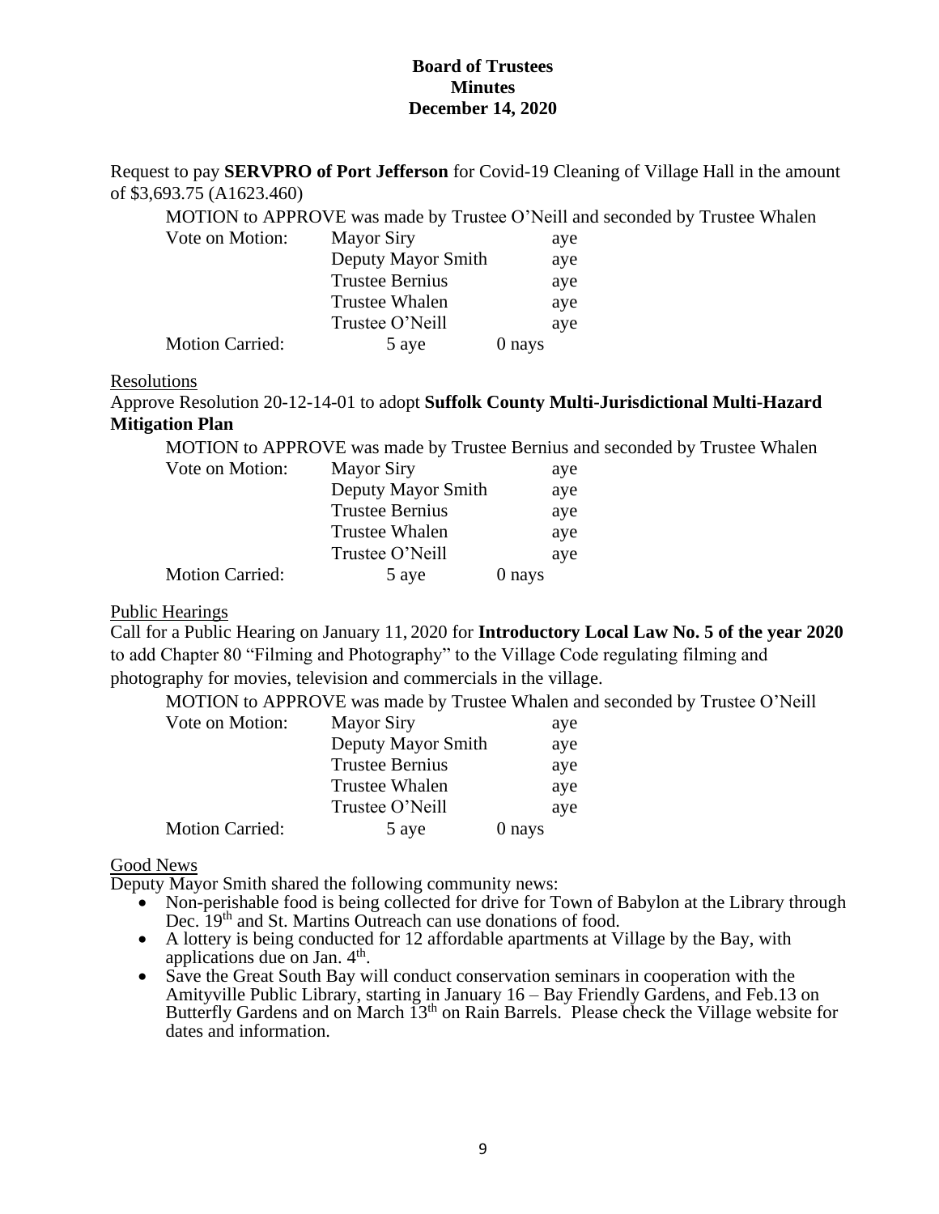**Board of Trustees**
**Minutes**
**December 14, 2020**

Request to pay **SERVPRO of Port Jefferson** for Covid-19 Cleaning of Village Hall in the amount of $3,693.75 (A1623.460)

MOTION to APPROVE was made by Trustee O'Neill and seconded by Trustee Whalen

| | | |
|---|---|---|
| Vote on Motion: | Mayor Siry | aye |
| | Deputy Mayor Smith | aye |
| | Trustee Bernius | aye |
| | Trustee Whalen | aye |
| | Trustee O'Neill | aye |
| Motion Carried: | 5 aye | 0 nays |

Resolutions

Approve Resolution 20-12-14-01 to adopt **Suffolk County Multi-Jurisdictional Multi-Hazard Mitigation Plan**

MOTION to APPROVE was made by Trustee Bernius and seconded by Trustee Whalen

| | | |
|---|---|---|
| Vote on Motion: | Mayor Siry | aye |
| | Deputy Mayor Smith | aye |
| | Trustee Bernius | aye |
| | Trustee Whalen | aye |
| | Trustee O'Neill | aye |
| Motion Carried: | 5 aye | 0 nays |

Public Hearings

Call for a Public Hearing on January 11, 2020 for **Introductory Local Law No. 5 of the year 2020** to add Chapter 80 "Filming and Photography" to the Village Code regulating filming and photography for movies, television and commercials in the village.

MOTION to APPROVE was made by Trustee Whalen and seconded by Trustee O'Neill

| | | |
|---|---|---|
| Vote on Motion: | Mayor Siry | aye |
| | Deputy Mayor Smith | aye |
| | Trustee Bernius | aye |
| | Trustee Whalen | aye |
| | Trustee O'Neill | aye |
| Motion Carried: | 5 aye | 0 nays |

Good News

Deputy Mayor Smith shared the following community news:

- Non-perishable food is being collected for drive for Town of Babylon at the Library through Dec. 19th and St. Martins Outreach can use donations of food.
- A lottery is being conducted for 12 affordable apartments at Village by the Bay, with applications due on Jan. 4th.
- Save the Great South Bay will conduct conservation seminars in cooperation with the Amityville Public Library, starting in January 16 – Bay Friendly Gardens, and Feb.13 on Butterfly Gardens and on March 13th on Rain Barrels. Please check the Village website for dates and information.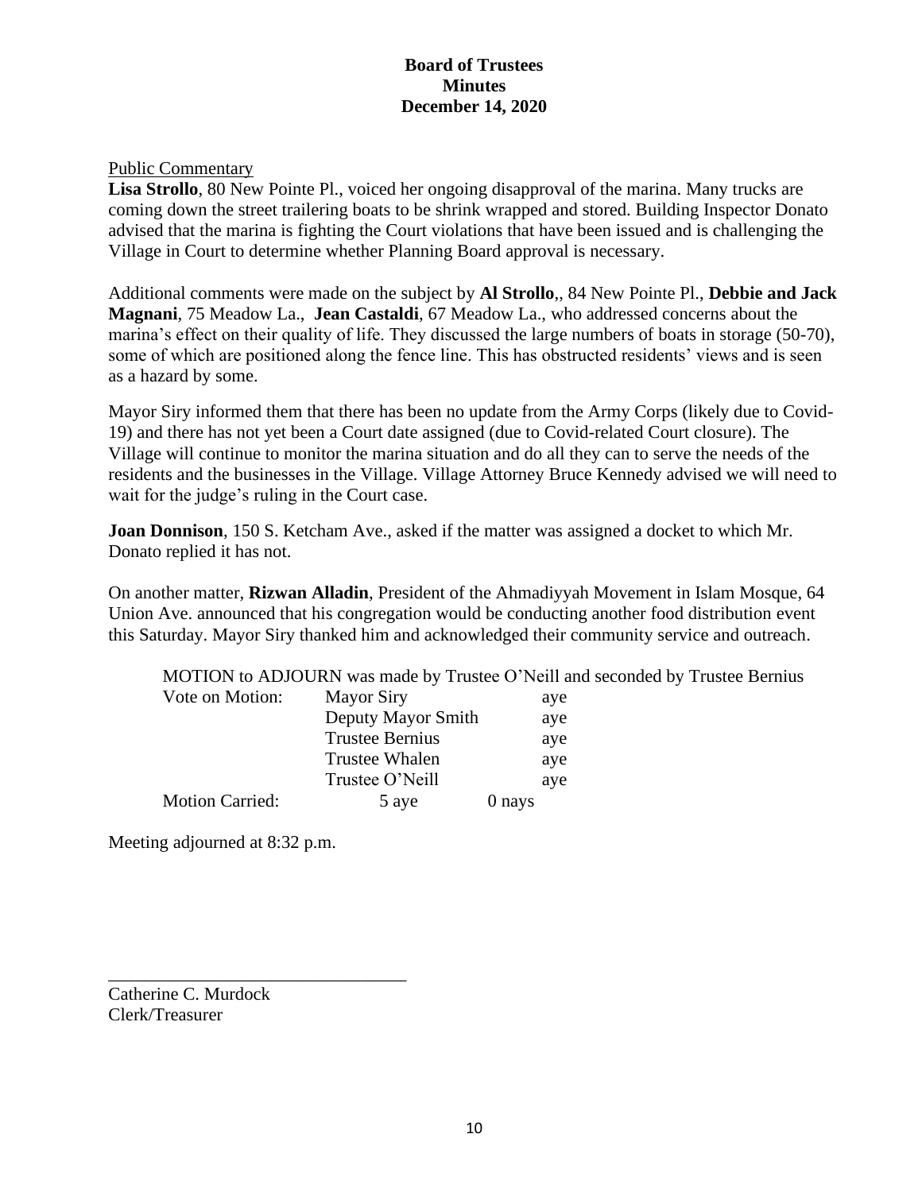**Board of Trustees**
**Minutes**
**December 14, 2020**

Public Commentary

**Lisa Strollo**, 80 New Pointe Pl., voiced her ongoing disapproval of the marina. Many trucks are coming down the street trailering boats to be shrink wrapped and stored. Building Inspector Donato advised that the marina is fighting the Court violations that have been issued and is challenging the Village in Court to determine whether Planning Board approval is necessary.

Additional comments were made on the subject by **Al Strollo**,, 84 New Pointe Pl., **Debbie and Jack Magnani**, 75 Meadow La., **Jean Castaldi**, 67 Meadow La., who addressed concerns about the marina's effect on their quality of life. They discussed the large numbers of boats in storage (50-70), some of which are positioned along the fence line. This has obstructed residents' views and is seen as a hazard by some.

Mayor Siry informed them that there has been no update from the Army Corps (likely due to Covid-19) and there has not yet been a Court date assigned (due to Covid-related Court closure). The Village will continue to monitor the marina situation and do all they can to serve the needs of the residents and the businesses in the Village. Village Attorney Bruce Kennedy advised we will need to wait for the judge's ruling in the Court case.

**Joan Donnison**, 150 S. Ketcham Ave., asked if the matter was assigned a docket to which Mr. Donato replied it has not.

On another matter, **Rizwan Alladin**, President of the Ahmadiyyah Movement in Islam Mosque, 64 Union Ave. announced that his congregation would be conducting another food distribution event this Saturday. Mayor Siry thanked him and acknowledged their community service and outreach.

MOTION to ADJOURN was made by Trustee O'Neill and seconded by Trustee Bernius

| | | | |
|---|---|---|---|
| Vote on Motion: | Mayor Siry | | aye |
| | Deputy Mayor Smith | | aye |
| | Trustee Bernius | | aye |
| | Trustee Whalen | | aye |
| | Trustee O'Neill | | aye |
| Motion Carried: | 5 aye | 0 nays | |

Meeting adjourned at 8:32 p.m.

\_\_\_\_\_\_\_\_\_\_\_\_\_\_\_\_\_\_\_\_\_\_\_\_\_\_\_\_\_\_\_\_

Catherine C. Murdock
Clerk/Treasurer